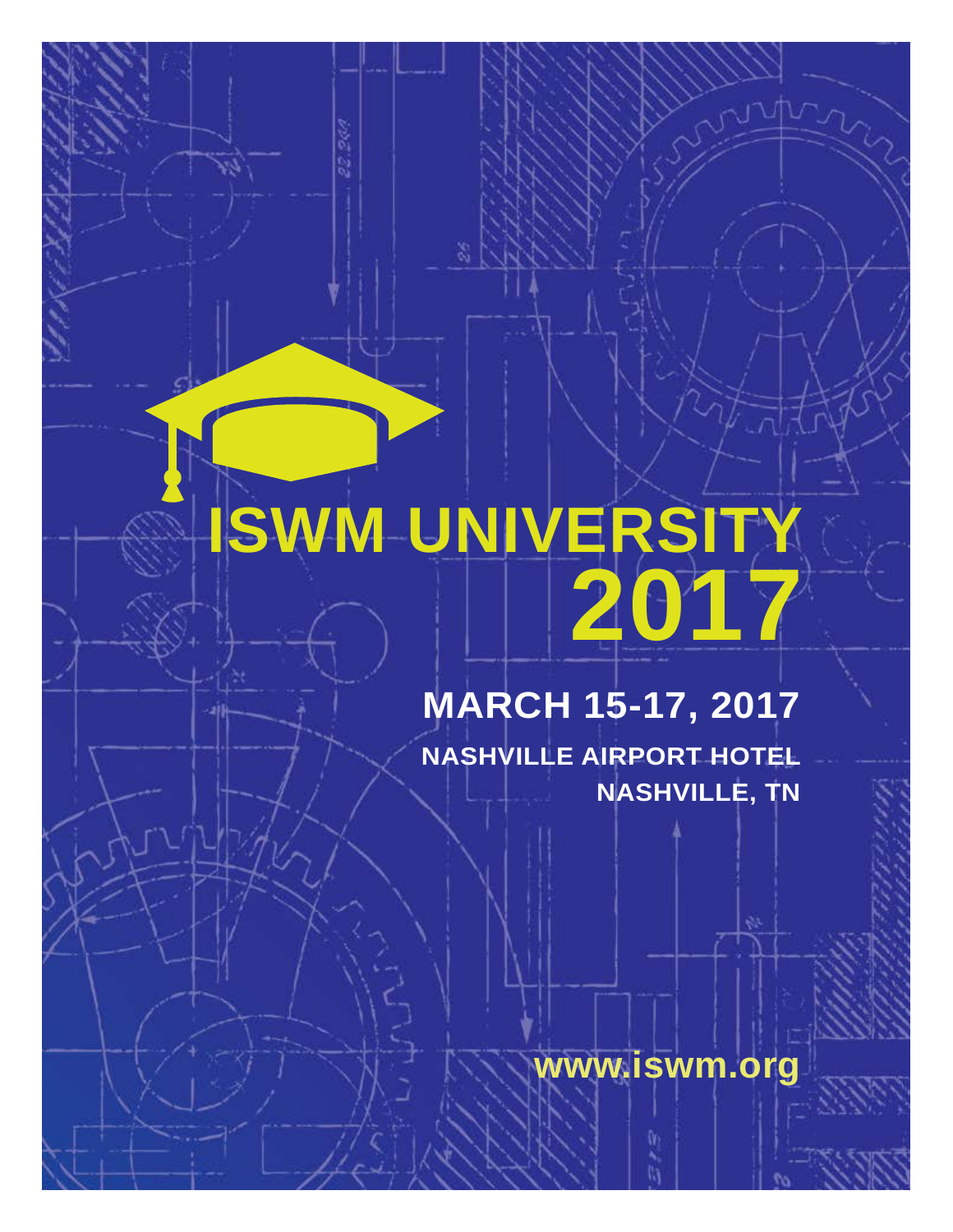# ISWM UNIVERSITY 2017

## MARCH 15-17, 2017

**NASHVILLE AIRPORT HOTEL**

**NASHVILLE, TN**

**www.iswm.org**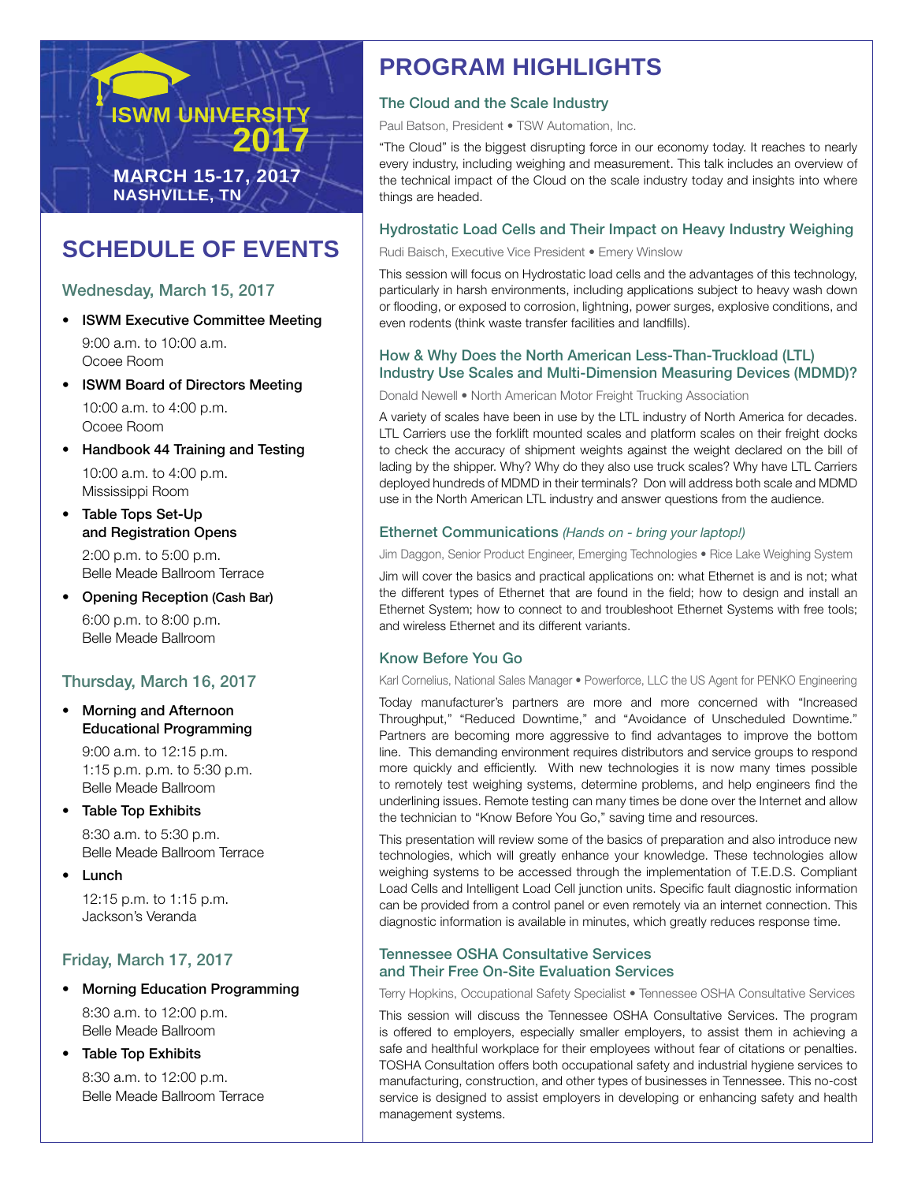ISWM UNIVERSITY 2017

**MARCH 15-17, 2017**
**NASHVILLE, TN**

# SCHEDULE OF EVENTS

## Wednesday, March 15, 2017

- **ISWM Executive Committee Meeting**
  9:00 a.m. to 10:00 a.m.
  Ocoee Room
- **ISWM Board of Directors Meeting**
  10:00 a.m. to 4:00 p.m.
  Ocoee Room
- **Handbook 44 Training and Testing**
  10:00 a.m. to 4:00 p.m.
  Mississippi Room
- **Table Tops Set-Up and Registration Opens**
  2:00 p.m. to 5:00 p.m.
  Belle Meade Ballroom Terrace
- **Opening Reception (Cash Bar)**
  6:00 p.m. to 8:00 p.m.
  Belle Meade Ballroom

## Thursday, March 16, 2017

- **Morning and Afternoon Educational Programming**
  9:00 a.m. to 12:15 p.m.
  1:15 p.m. p.m. to 5:30 p.m.
  Belle Meade Ballroom
- **Table Top Exhibits**
  8:30 a.m. to 5:30 p.m.
  Belle Meade Ballroom Terrace
- **Lunch**
  12:15 p.m. to 1:15 p.m.
  Jackson's Veranda

## Friday, March 17, 2017

- **Morning Education Programming**
  8:30 a.m. to 12:00 p.m.
  Belle Meade Ballroom
- **Table Top Exhibits**
  8:30 a.m. to 12:00 p.m.
  Belle Meade Ballroom Terrace

# PROGRAM HIGHLIGHTS

## The Cloud and the Scale Industry

Paul Batson, President • TSW Automation, Inc.

"The Cloud" is the biggest disrupting force in our economy today. It reaches to nearly every industry, including weighing and measurement. This talk includes an overview of the technical impact of the Cloud on the scale industry today and insights into where things are headed.

## Hydrostatic Load Cells and Their Impact on Heavy Industry Weighing

Rudi Baisch, Executive Vice President • Emery Winslow

This session will focus on Hydrostatic load cells and the advantages of this technology, particularly in harsh environments, including applications subject to heavy wash down or flooding, or exposed to corrosion, lightning, power surges, explosive conditions, and even rodents (think waste transfer facilities and landfills).

## How & Why Does the North American Less-Than-Truckload (LTL) Industry Use Scales and Multi-Dimension Measuring Devices (MDMD)?

Donald Newell • North American Motor Freight Trucking Association

A variety of scales have been in use by the LTL industry of North America for decades. LTL Carriers use the forklift mounted scales and platform scales on their freight docks to check the accuracy of shipment weights against the weight declared on the bill of lading by the shipper. Why? Why do they also use truck scales? Why have LTL Carriers deployed hundreds of MDMD in their terminals? Don will address both scale and MDMD use in the North American LTL industry and answer questions from the audience.

## Ethernet Communications *(Hands on - bring your laptop!)*

Jim Daggon, Senior Product Engineer, Emerging Technologies • Rice Lake Weighing System

Jim will cover the basics and practical applications on: what Ethernet is and is not; what the different types of Ethernet that are found in the field; how to design and install an Ethernet System; how to connect to and troubleshoot Ethernet Systems with free tools; and wireless Ethernet and its different variants.

## Know Before You Go

Karl Cornelius, National Sales Manager • Powerforce, LLC the US Agent for PENKO Engineering

Today manufacturer's partners are more and more concerned with "Increased Throughput," "Reduced Downtime," and "Avoidance of Unscheduled Downtime." Partners are becoming more aggressive to find advantages to improve the bottom line. This demanding environment requires distributors and service groups to respond more quickly and efficiently. With new technologies it is now many times possible to remotely test weighing systems, determine problems, and help engineers find the underlining issues. Remote testing can many times be done over the Internet and allow the technician to "Know Before You Go," saving time and resources.

This presentation will review some of the basics of preparation and also introduce new technologies, which will greatly enhance your knowledge. These technologies allow weighing systems to be accessed through the implementation of T.E.D.S. Compliant Load Cells and Intelligent Load Cell junction units. Specific fault diagnostic information can be provided from a control panel or even remotely via an internet connection. This diagnostic information is available in minutes, which greatly reduces response time.

## Tennessee OSHA Consultative Services and Their Free On-Site Evaluation Services

Terry Hopkins, Occupational Safety Specialist • Tennessee OSHA Consultative Services

This session will discuss the Tennessee OSHA Consultative Services. The program is offered to employers, especially smaller employers, to assist them in achieving a safe and healthful workplace for their employees without fear of citations or penalties. TOSHA Consultation offers both occupational safety and industrial hygiene services to manufacturing, construction, and other types of businesses in Tennessee. This no-cost service is designed to assist employers in developing or enhancing safety and health management systems.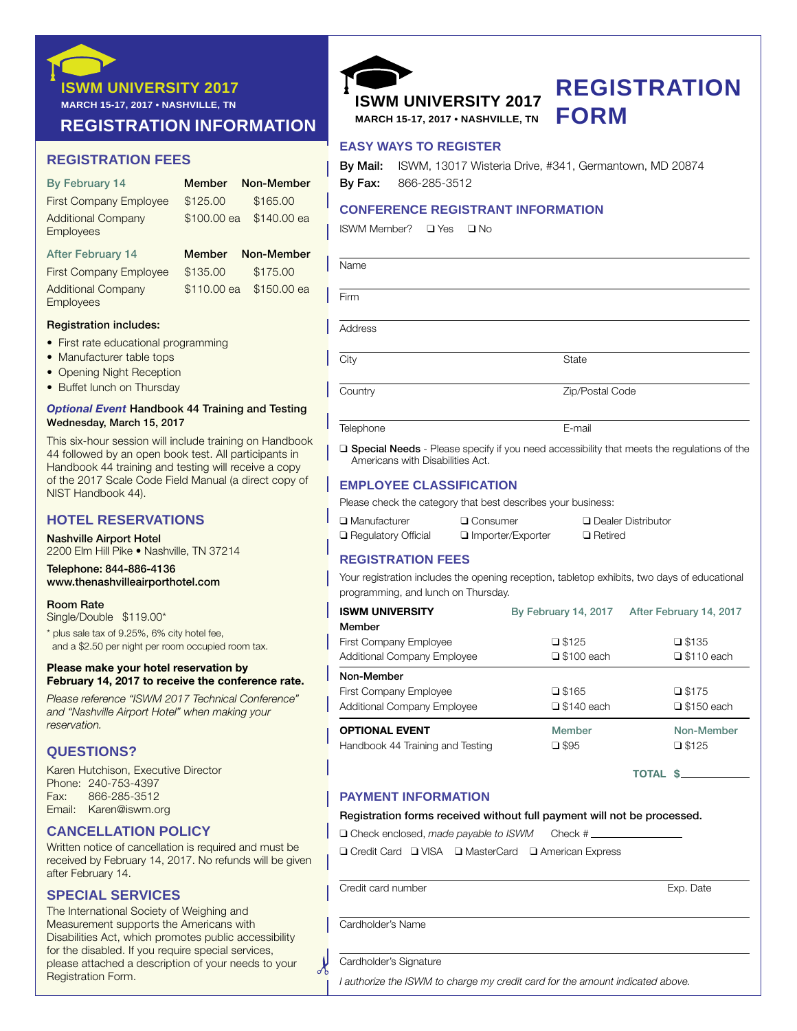# ISWM UNIVERSITY 2017

**MARCH 15-17, 2017 • NASHVILLE, TN**

## REGISTRATION INFORMATION

### REGISTRATION FEES

| By February 14 | Member | Non-Member |
|---|---|---|
| First Company Employee | $125.00 | $165.00 |
| Additional Company Employees | $100.00 ea | $140.00 ea |

| After February 14 | Member | Non-Member |
|---|---|---|
| First Company Employee | $135.00 | $175.00 |
| Additional Company Employees | $110.00 ea | $150.00 ea |

**Registration includes:**

- First rate educational programming
- Manufacturer table tops
- Opening Night Reception
- Buffet lunch on Thursday

***Optional Event*** **Handbook 44 Training and Testing**
**Wednesday, March 15, 2017**

This six-hour session will include training on Handbook 44 followed by an open book test. All participants in Handbook 44 training and testing will receive a copy of the 2017 Scale Code Field Manual (a direct copy of NIST Handbook 44).

### HOTEL RESERVATIONS

**Nashville Airport Hotel**
2200 Elm Hill Pike • Nashville, TN 37214

**Telephone: 844-886-4136**
**www.thenashvilleairporthotel.com**

**Room Rate**
Single/Double $119.00*

* plus sale tax of 9.25%, 6% city hotel fee, and a $2.50 per night per room occupied room tax.

**Please make your hotel reservation by February 14, 2017 to receive the conference rate.**

*Please reference "ISWM 2017 Technical Conference" and "Nashville Airport Hotel" when making your reservation.*

### QUESTIONS?

Karen Hutchison, Executive Director
Phone: 240-753-4397
Fax: 866-285-3512
Email: Karen@iswm.org

### CANCELLATION POLICY

Written notice of cancellation is required and must be received by February 14, 2017. No refunds will be given after February 14.

### SPECIAL SERVICES

The International Society of Weighing and Measurement supports the Americans with Disabilities Act, which promotes public accessibility for the disabled. If you require special services, please attached a description of your needs to your Registration Form.

# ISWM UNIVERSITY 2017 REGISTRATION FORM

**MARCH 15-17, 2017 • NASHVILLE, TN**

### EASY WAYS TO REGISTER

**By Mail:** ISWM, 13017 Wisteria Drive, #341, Germantown, MD 20874
**By Fax:** 866-285-3512

### CONFERENCE REGISTRANT INFORMATION

ISWM Member? ❑ Yes ❑ No

Name

Firm

Address

City State

Country Zip/Postal Code

Telephone E-mail

❑ **Special Needs** - Please specify if you need accessibility that meets the regulations of the Americans with Disabilities Act.

### EMPLOYEE CLASSIFICATION

Please check the category that best describes your business:

❑ Manufacturer ❑ Consumer ❑ Dealer Distributor
❑ Regulatory Official ❑ Importer/Exporter ❑ Retired

### REGISTRATION FEES

Your registration includes the opening reception, tabletop exhibits, two days of educational programming, and lunch on Thursday.

| ISWM UNIVERSITY | By February 14, 2017 | After February 14, 2017 |
|---|---|---|
| **Member** | | |
| First Company Employee | ❑ $125 | ❑ $135 |
| Additional Company Employee | ❑ $100 each | ❑ $110 each |
| **Non-Member** | | |
| First Company Employee | ❑ $165 | ❑ $175 |
| Additional Company Employee | ❑ $140 each | ❑ $150 each |
| **OPTIONAL EVENT** | **Member** | **Non-Member** |
| Handbook 44 Training and Testing | ❑ $95 | ❑ $125 |

**TOTAL $**\_\_\_\_\_\_\_\_\_\_

### PAYMENT INFORMATION

**Registration forms received without full payment will not be processed.**

❑ Check enclosed, *made payable to ISWM* Check # \_\_\_\_\_\_\_\_\_\_

❑ Credit Card ❑ VISA ❑ MasterCard ❑ American Express

Credit card number Exp. Date

Cardholder's Name

Cardholder's Signature

*I authorize the ISWM to charge my credit card for the amount indicated above.*